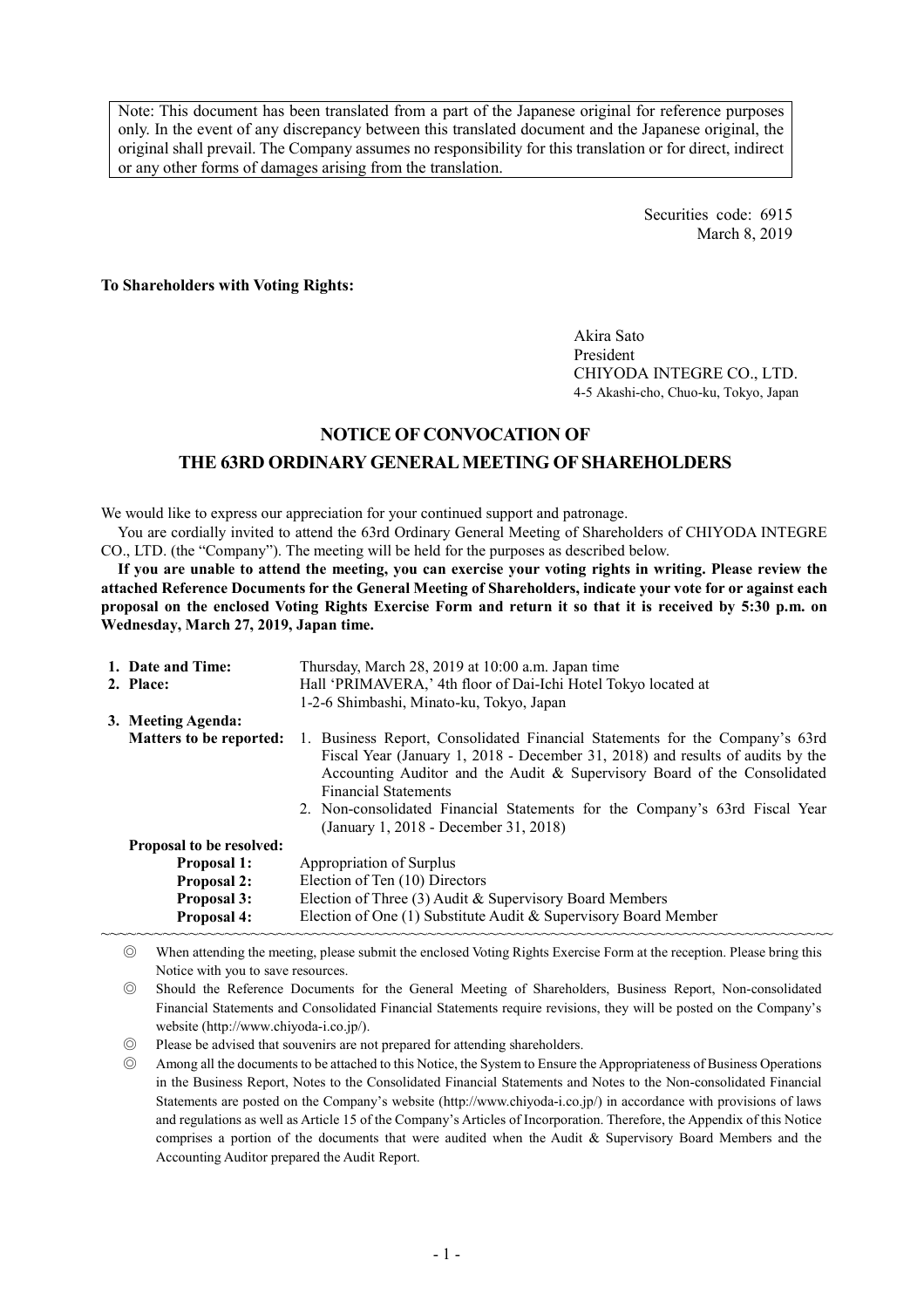Note: This document has been translated from a part of the Japanese original for reference purposes only. In the event of any discrepancy between this translated document and the Japanese original, the original shall prevail. The Company assumes no responsibility for this translation or for direct, indirect or any other forms of damages arising from the translation.

Securities code: 6915
March 8, 2019

**To Shareholders with Voting Rights:**

Akira Sato
President
CHIYODA INTEGRE CO., LTD.
4-5 Akashi-cho, Chuo-ku, Tokyo, Japan

# NOTICE OF CONVOCATION OF THE 63RD ORDINARY GENERAL MEETING OF SHAREHOLDERS

We would like to express our appreciation for your continued support and patronage.

You are cordially invited to attend the 63rd Ordinary General Meeting of Shareholders of CHIYODA INTEGRE CO., LTD. (the "Company"). The meeting will be held for the purposes as described below.

**If you are unable to attend the meeting, you can exercise your voting rights in writing. Please review the attached Reference Documents for the General Meeting of Shareholders, indicate your vote for or against each proposal on the enclosed Voting Rights Exercise Form and return it so that it is received by 5:30 p.m. on Wednesday, March 27, 2019, Japan time.**

**1. Date and Time:** Thursday, March 28, 2019 at 10:00 a.m. Japan time

**2. Place:** Hall 'PRIMAVERA,' 4th floor of Dai-Ichi Hotel Tokyo located at 1-2-6 Shimbashi, Minato-ku, Tokyo, Japan

**3. Meeting Agenda:**

**Matters to be reported:**

1. Business Report, Consolidated Financial Statements for the Company's 63rd Fiscal Year (January 1, 2018 - December 31, 2018) and results of audits by the Accounting Auditor and the Audit & Supervisory Board of the Consolidated Financial Statements
2. Non-consolidated Financial Statements for the Company's 63rd Fiscal Year (January 1, 2018 - December 31, 2018)

**Proposal to be resolved:**

- **Proposal 1:** Appropriation of Surplus
- **Proposal 2:** Election of Ten (10) Directors
- **Proposal 3:** Election of Three (3) Audit & Supervisory Board Members
- **Proposal 4:** Election of One (1) Substitute Audit & Supervisory Board Member

~~~~~~~~~~~~~~~~~~~~~~~~~~~~~~~~~~~~~~~~~~~~~~~~~~~~~~~~~~~~~~~~~~~~~~~~~~~~

◎ When attending the meeting, please submit the enclosed Voting Rights Exercise Form at the reception. Please bring this Notice with you to save resources.

◎ Should the Reference Documents for the General Meeting of Shareholders, Business Report, Non-consolidated Financial Statements and Consolidated Financial Statements require revisions, they will be posted on the Company's website (http://www.chiyoda-i.co.jp/).

◎ Please be advised that souvenirs are not prepared for attending shareholders.

◎ Among all the documents to be attached to this Notice, the System to Ensure the Appropriateness of Business Operations in the Business Report, Notes to the Consolidated Financial Statements and Notes to the Non-consolidated Financial Statements are posted on the Company's website (http://www.chiyoda-i.co.jp/) in accordance with provisions of laws and regulations as well as Article 15 of the Company's Articles of Incorporation. Therefore, the Appendix of this Notice comprises a portion of the documents that were audited when the Audit & Supervisory Board Members and the Accounting Auditor prepared the Audit Report.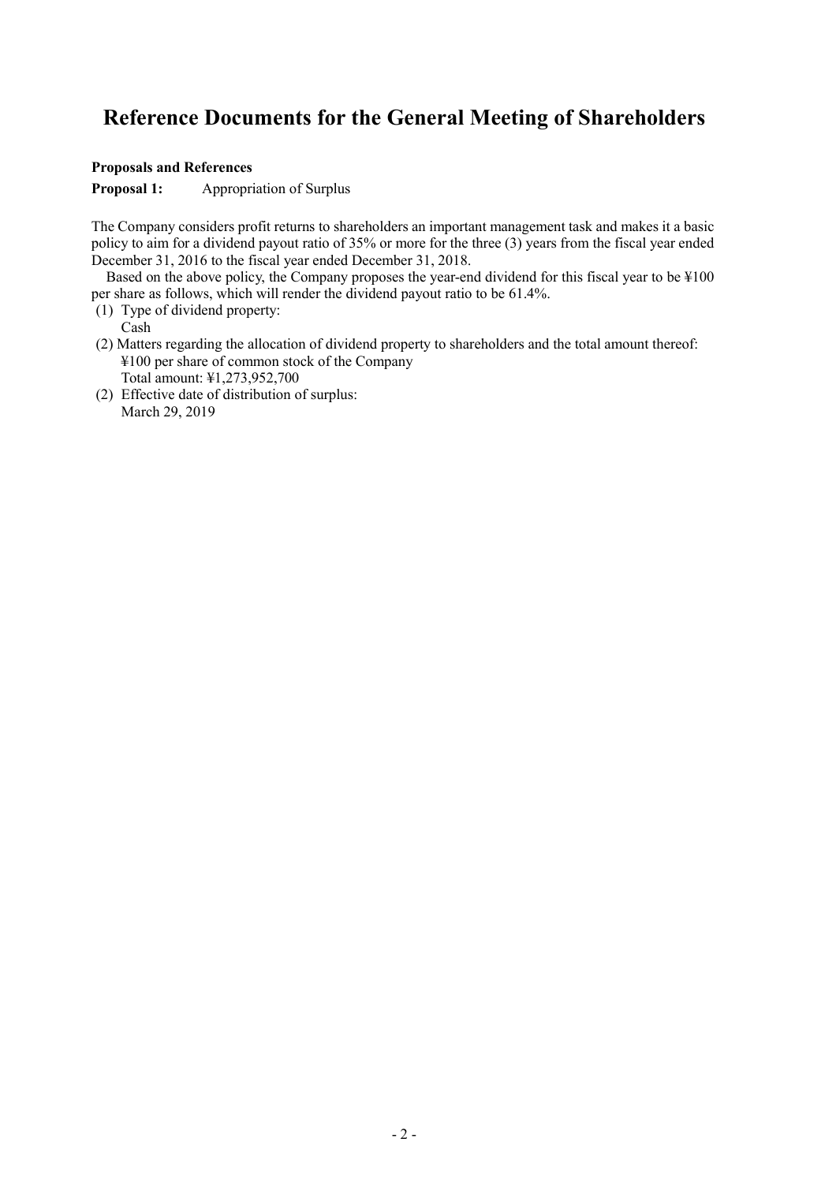# Reference Documents for the General Meeting of Shareholders

**Proposals and References**

**Proposal 1:** Appropriation of Surplus

The Company considers profit returns to shareholders an important management task and makes it a basic policy to aim for a dividend payout ratio of 35% or more for the three (3) years from the fiscal year ended December 31, 2016 to the fiscal year ended December 31, 2018.

Based on the above policy, the Company proposes the year-end dividend for this fiscal year to be ¥100 per share as follows, which will render the dividend payout ratio to be 61.4%.

(1) Type of dividend property:
   Cash

(2) Matters regarding the allocation of dividend property to shareholders and the total amount thereof:
   ¥100 per share of common stock of the Company
   Total amount: ¥1,273,952,700

(2) Effective date of distribution of surplus:
   March 29, 2019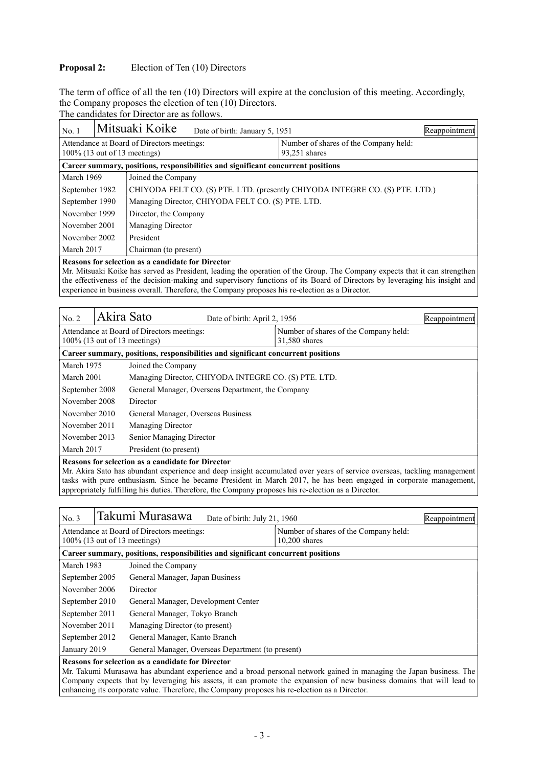**Proposal 2:** Election of Ten (10) Directors

The term of office of all the ten (10) Directors will expire at the conclusion of this meeting. Accordingly, the Company proposes the election of ten (10) Directors.

The candidates for Director are as follows.

| No. 1 | Mitsuaki Koike Date of birth: January 5, 1951 | Reappointment |
|---|---|---|
| Attendance at Board of Directors meetings: 100% (13 out of 13 meetings) | | Number of shares of the Company held: 93,251 shares |
| **Career summary, positions, responsibilities and significant concurrent positions** | | |
| March 1969 | Joined the Company | |
| September 1982 | CHIYODA FELT CO. (S) PTE. LTD. (presently CHIYODA INTEGRE CO. (S) PTE. LTD.) | |
| September 1990 | Managing Director, CHIYODA FELT CO. (S) PTE. LTD. | |
| November 1999 | Director, the Company | |
| November 2001 | Managing Director | |
| November 2002 | President | |
| March 2017 | Chairman (to present) | |

**Reasons for selection as a candidate for Director**

Mr. Mitsuaki Koike has served as President, leading the operation of the Group. The Company expects that it can strengthen the effectiveness of the decision-making and supervisory functions of its Board of Directors by leveraging his insight and experience in business overall. Therefore, the Company proposes his re-election as a Director.

| No. 2 | Akira Sato Date of birth: April 2, 1956 | Reappointment |
|---|---|---|
| Attendance at Board of Directors meetings: 100% (13 out of 13 meetings) | | Number of shares of the Company held: 31,580 shares |
| **Career summary, positions, responsibilities and significant concurrent positions** | | |
| March 1975 | Joined the Company | |
| March 2001 | Managing Director, CHIYODA INTEGRE CO. (S) PTE. LTD. | |
| September 2008 | General Manager, Overseas Department, the Company | |
| November 2008 | Director | |
| November 2010 | General Manager, Overseas Business | |
| November 2011 | Managing Director | |
| November 2013 | Senior Managing Director | |
| March 2017 | President (to present) | |

**Reasons for selection as a candidate for Director**

Mr. Akira Sato has abundant experience and deep insight accumulated over years of service overseas, tackling management tasks with pure enthusiasm. Since he became President in March 2017, he has been engaged in corporate management, appropriately fulfilling his duties. Therefore, the Company proposes his re-election as a Director.

| No. 3 | Takumi Murasawa Date of birth: July 21, 1960 | Reappointment |
|---|---|---|
| Attendance at Board of Directors meetings: 100% (13 out of 13 meetings) | | Number of shares of the Company held: 10,200 shares |
| **Career summary, positions, responsibilities and significant concurrent positions** | | |
| March 1983 | Joined the Company | |
| September 2005 | General Manager, Japan Business | |
| November 2006 | Director | |
| September 2010 | General Manager, Development Center | |
| September 2011 | General Manager, Tokyo Branch | |
| November 2011 | Managing Director (to present) | |
| September 2012 | General Manager, Kanto Branch | |
| January 2019 | General Manager, Overseas Department (to present) | |

**Reasons for selection as a candidate for Director**

Mr. Takumi Murasawa has abundant experience and a broad personal network gained in managing the Japan business. The Company expects that by leveraging his assets, it can promote the expansion of new business domains that will lead to enhancing its corporate value. Therefore, the Company proposes his re-election as a Director.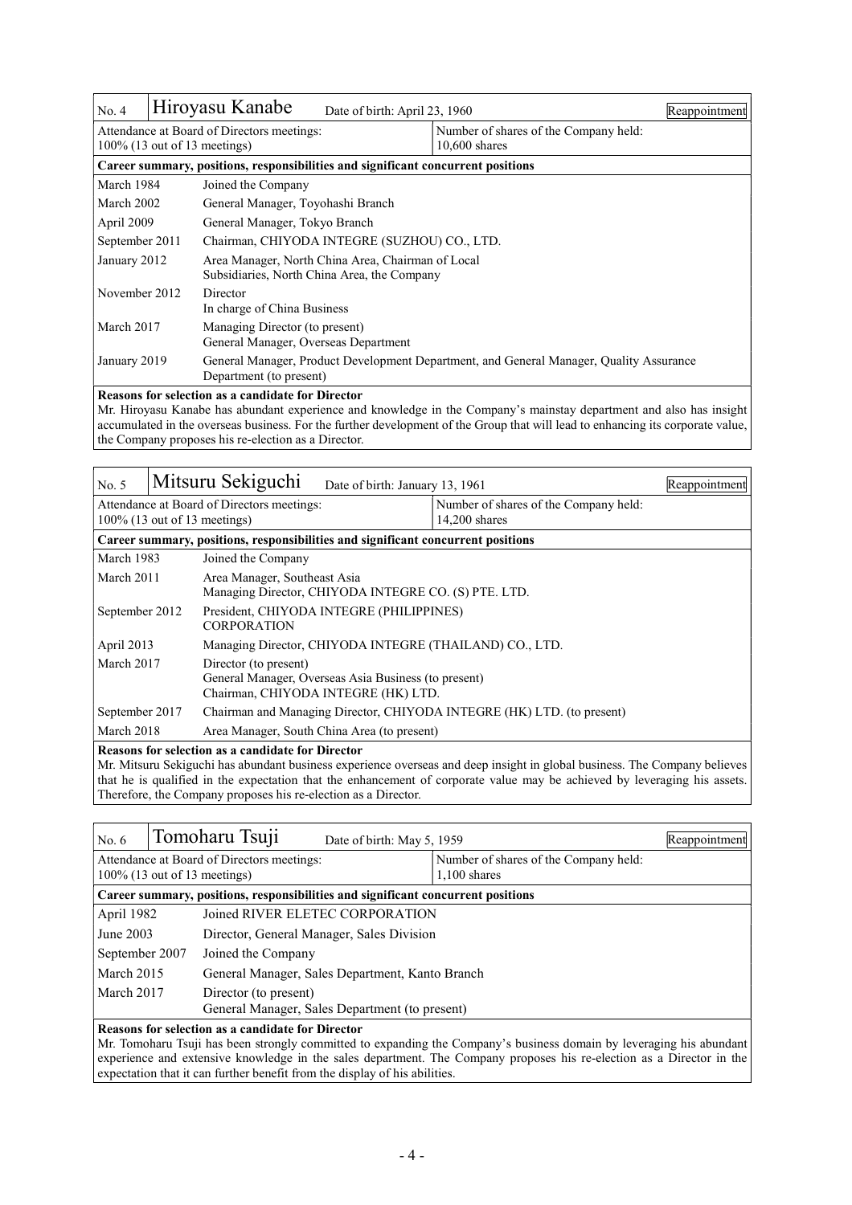| No. 4 | Hiroyasu Kanabe | Date of birth: April 23, 1960 | Reappointment |
|---|---|---|---|
| Attendance at Board of Directors meetings: 100% (13 out of 13 meetings) | | Number of shares of the Company held: 10,600 shares | |

**Career summary, positions, responsibilities and significant concurrent positions**

| | |
|---|---|
| March 1984 | Joined the Company |
| March 2002 | General Manager, Toyohashi Branch |
| April 2009 | General Manager, Tokyo Branch |
| September 2011 | Chairman, CHIYODA INTEGRE (SUZHOU) CO., LTD. |
| January 2012 | Area Manager, North China Area, Chairman of Local Subsidiaries, North China Area, the Company |
| November 2012 | Director<br>In charge of China Business |
| March 2017 | Managing Director (to present)<br>General Manager, Overseas Department |
| January 2019 | General Manager, Product Development Department, and General Manager, Quality Assurance Department (to present) |

**Reasons for selection as a candidate for Director**

Mr. Hiroyasu Kanabe has abundant experience and knowledge in the Company's mainstay department and also has insight accumulated in the overseas business. For the further development of the Group that will lead to enhancing its corporate value, the Company proposes his re-election as a Director.

| No. 5 | Mitsuru Sekiguchi | Date of birth: January 13, 1961 | Reappointment |
|---|---|---|---|
| Attendance at Board of Directors meetings: 100% (13 out of 13 meetings) | | Number of shares of the Company held: 14,200 shares | |

**Career summary, positions, responsibilities and significant concurrent positions**

| | |
|---|---|
| March 1983 | Joined the Company |
| March 2011 | Area Manager, Southeast Asia<br>Managing Director, CHIYODA INTEGRE CO. (S) PTE. LTD. |
| September 2012 | President, CHIYODA INTEGRE (PHILIPPINES) CORPORATION |
| April 2013 | Managing Director, CHIYODA INTEGRE (THAILAND) CO., LTD. |
| March 2017 | Director (to present)<br>General Manager, Overseas Asia Business (to present)<br>Chairman, CHIYODA INTEGRE (HK) LTD. |
| September 2017 | Chairman and Managing Director, CHIYODA INTEGRE (HK) LTD. (to present) |
| March 2018 | Area Manager, South China Area (to present) |

**Reasons for selection as a candidate for Director**

Mr. Mitsuru Sekiguchi has abundant business experience overseas and deep insight in global business. The Company believes that he is qualified in the expectation that the enhancement of corporate value may be achieved by leveraging his assets. Therefore, the Company proposes his re-election as a Director.

| No. 6 | Tomoharu Tsuji | Date of birth: May 5, 1959 | Reappointment |
|---|---|---|---|
| Attendance at Board of Directors meetings: 100% (13 out of 13 meetings) | | Number of shares of the Company held: 1,100 shares | |

**Career summary, positions, responsibilities and significant concurrent positions**

| | |
|---|---|
| April 1982 | Joined RIVER ELETEC CORPORATION |
| June 2003 | Director, General Manager, Sales Division |
| September 2007 | Joined the Company |
| March 2015 | General Manager, Sales Department, Kanto Branch |
| March 2017 | Director (to present)<br>General Manager, Sales Department (to present) |

**Reasons for selection as a candidate for Director**

Mr. Tomoharu Tsuji has been strongly committed to expanding the Company's business domain by leveraging his abundant experience and extensive knowledge in the sales department. The Company proposes his re-election as a Director in the expectation that it can further benefit from the display of his abilities.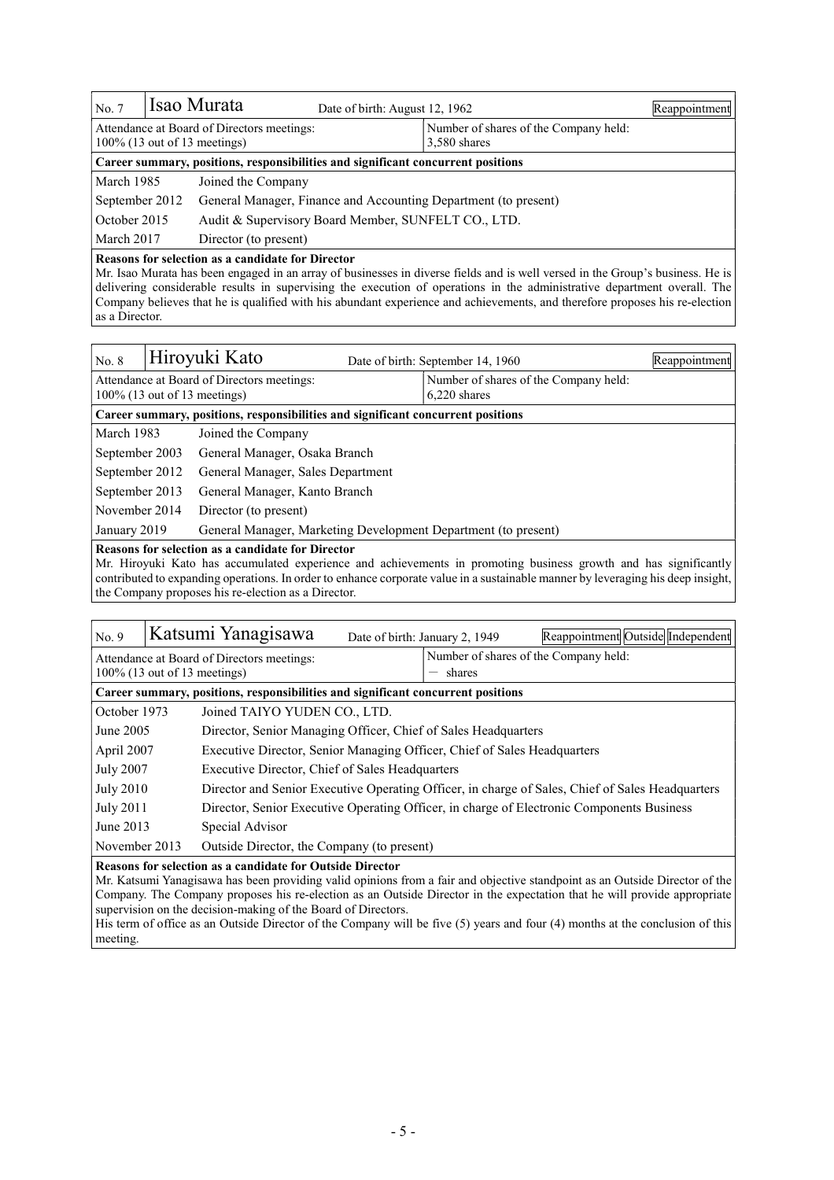| No. 7 | Isao Murata | Date of birth: August 12, 1962 | Reappointment |
|---|---|---|---|
| Attendance at Board of Directors meetings: 100% (13 out of 13 meetings) | | Number of shares of the Company held: 3,580 shares | |

**Career summary, positions, responsibilities and significant concurrent positions**

| | |
|---|---|
| March 1985 | Joined the Company |
| September 2012 | General Manager, Finance and Accounting Department (to present) |
| October 2015 | Audit & Supervisory Board Member, SUNFELT CO., LTD. |
| March 2017 | Director (to present) |

**Reasons for selection as a candidate for Director**

Mr. Isao Murata has been engaged in an array of businesses in diverse fields and is well versed in the Group's business. He is delivering considerable results in supervising the execution of operations in the administrative department overall. The Company believes that he is qualified with his abundant experience and achievements, and therefore proposes his re-election as a Director.

| No. 8 | Hiroyuki Kato | Date of birth: September 14, 1960 | Reappointment |
|---|---|---|---|
| Attendance at Board of Directors meetings: 100% (13 out of 13 meetings) | | Number of shares of the Company held: 6,220 shares | |

**Career summary, positions, responsibilities and significant concurrent positions**

| | |
|---|---|
| March 1983 | Joined the Company |
| September 2003 | General Manager, Osaka Branch |
| September 2012 | General Manager, Sales Department |
| September 2013 | General Manager, Kanto Branch |
| November 2014 | Director (to present) |
| January 2019 | General Manager, Marketing Development Department (to present) |

**Reasons for selection as a candidate for Director**

Mr. Hiroyuki Kato has accumulated experience and achievements in promoting business growth and has significantly contributed to expanding operations. In order to enhance corporate value in a sustainable manner by leveraging his deep insight, the Company proposes his re-election as a Director.

| No. 9 | Katsumi Yanagisawa | Date of birth: January 2, 1949 | Reappointment Outside Independent |
|---|---|---|---|
| Attendance at Board of Directors meetings: 100% (13 out of 13 meetings) | | Number of shares of the Company held: — shares | |

**Career summary, positions, responsibilities and significant concurrent positions**

| | |
|---|---|
| October 1973 | Joined TAIYO YUDEN CO., LTD. |
| June 2005 | Director, Senior Managing Officer, Chief of Sales Headquarters |
| April 2007 | Executive Director, Senior Managing Officer, Chief of Sales Headquarters |
| July 2007 | Executive Director, Chief of Sales Headquarters |
| July 2010 | Director and Senior Executive Operating Officer, in charge of Sales, Chief of Sales Headquarters |
| July 2011 | Director, Senior Executive Operating Officer, in charge of Electronic Components Business |
| June 2013 | Special Advisor |
| November 2013 | Outside Director, the Company (to present) |

**Reasons for selection as a candidate for Outside Director**

Mr. Katsumi Yanagisawa has been providing valid opinions from a fair and objective standpoint as an Outside Director of the Company. The Company proposes his re-election as an Outside Director in the expectation that he will provide appropriate supervision on the decision-making of the Board of Directors.

His term of office as an Outside Director of the Company will be five (5) years and four (4) months at the conclusion of this meeting.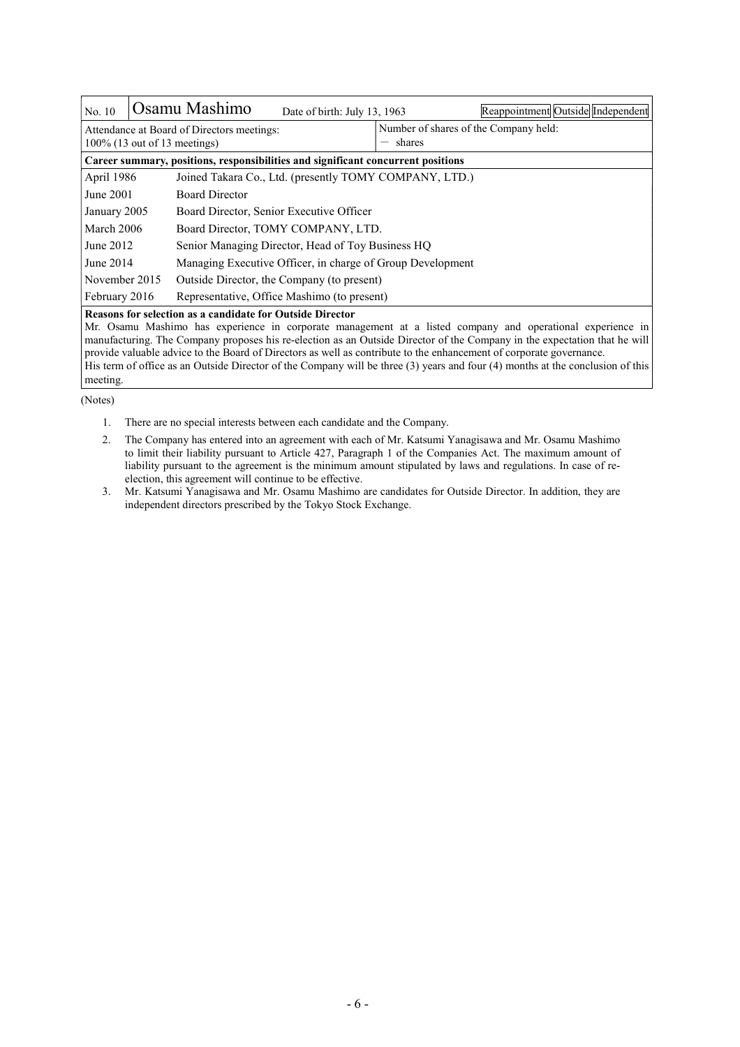| No. 10 | Osamu Mashimo | Date of birth: July 13, 1963 | Reappointment Outside Independent |
|---|---|---|---|
| Attendance at Board of Directors meetings: 100% (13 out of 13 meetings) | | Number of shares of the Company held: — shares | |

**Career summary, positions, responsibilities and significant concurrent positions**

| | |
|---|---|
| April 1986 | Joined Takara Co., Ltd. (presently TOMY COMPANY, LTD.) |
| June 2001 | Board Director |
| January 2005 | Board Director, Senior Executive Officer |
| March 2006 | Board Director, TOMY COMPANY, LTD. |
| June 2012 | Senior Managing Director, Head of Toy Business HQ |
| June 2014 | Managing Executive Officer, in charge of Group Development |
| November 2015 | Outside Director, the Company (to present) |
| February 2016 | Representative, Office Mashimo (to present) |

**Reasons for selection as a candidate for Outside Director**

Mr. Osamu Mashimo has experience in corporate management at a listed company and operational experience in manufacturing. The Company proposes his re-election as an Outside Director of the Company in the expectation that he will provide valuable advice to the Board of Directors as well as contribute to the enhancement of corporate governance.
His term of office as an Outside Director of the Company will be three (3) years and four (4) months at the conclusion of this meeting.

(Notes)

1. There are no special interests between each candidate and the Company.
2. The Company has entered into an agreement with each of Mr. Katsumi Yanagisawa and Mr. Osamu Mashimo to limit their liability pursuant to Article 427, Paragraph 1 of the Companies Act. The maximum amount of liability pursuant to the agreement is the minimum amount stipulated by laws and regulations. In case of re-election, this agreement will continue to be effective.
3. Mr. Katsumi Yanagisawa and Mr. Osamu Mashimo are candidates for Outside Director. In addition, they are independent directors prescribed by the Tokyo Stock Exchange.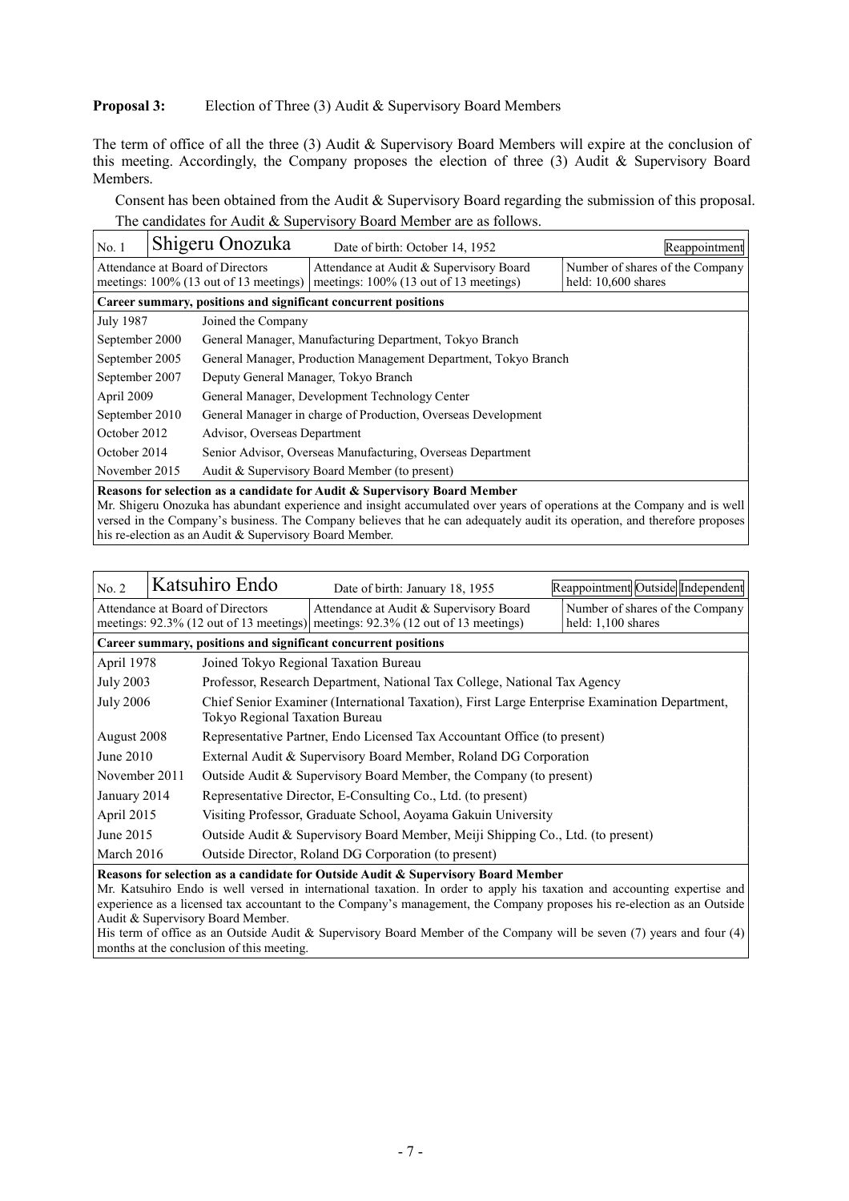**Proposal 3:** Election of Three (3) Audit & Supervisory Board Members

The term of office of all the three (3) Audit & Supervisory Board Members will expire at the conclusion of this meeting. Accordingly, the Company proposes the election of three (3) Audit & Supervisory Board Members.

Consent has been obtained from the Audit & Supervisory Board regarding the submission of this proposal.

The candidates for Audit & Supervisory Board Member are as follows.

| No. 1 | Shigeru Onozuka | Date of birth: October 14, 1952 | Reappointment |
|---|---|---|---|
| Attendance at Board of Directors meetings: 100% (13 out of 13 meetings) | | Attendance at Audit & Supervisory Board meetings: 100% (13 out of 13 meetings) | Number of shares of the Company held: 10,600 shares |
| **Career summary, positions and significant concurrent positions** | | | |
| July 1987 | Joined the Company | | |
| September 2000 | General Manager, Manufacturing Department, Tokyo Branch | | |
| September 2005 | General Manager, Production Management Department, Tokyo Branch | | |
| September 2007 | Deputy General Manager, Tokyo Branch | | |
| April 2009 | General Manager, Development Technology Center | | |
| September 2010 | General Manager in charge of Production, Overseas Development | | |
| October 2012 | Advisor, Overseas Department | | |
| October 2014 | Senior Advisor, Overseas Manufacturing, Overseas Department | | |
| November 2015 | Audit & Supervisory Board Member (to present) | | |
| **Reasons for selection as a candidate for Audit & Supervisory Board Member**<br>Mr. Shigeru Onozuka has abundant experience and insight accumulated over years of operations at the Company and is well versed in the Company's business. The Company believes that he can adequately audit its operation, and therefore proposes his re-election as an Audit & Supervisory Board Member. | | | |

| No. 2 | Katsuhiro Endo | Date of birth: January 18, 1955 | Reappointment Outside Independent |
|---|---|---|---|
| Attendance at Board of Directors meetings: 92.3% (12 out of 13 meetings) | | Attendance at Audit & Supervisory Board meetings: 92.3% (12 out of 13 meetings) | Number of shares of the Company held: 1,100 shares |
| **Career summary, positions and significant concurrent positions** | | | |
| April 1978 | Joined Tokyo Regional Taxation Bureau | | |
| July 2003 | Professor, Research Department, National Tax College, National Tax Agency | | |
| July 2006 | Chief Senior Examiner (International Taxation), First Large Enterprise Examination Department, Tokyo Regional Taxation Bureau | | |
| August 2008 | Representative Partner, Endo Licensed Tax Accountant Office (to present) | | |
| June 2010 | External Audit & Supervisory Board Member, Roland DG Corporation | | |
| November 2011 | Outside Audit & Supervisory Board Member, the Company (to present) | | |
| January 2014 | Representative Director, E-Consulting Co., Ltd. (to present) | | |
| April 2015 | Visiting Professor, Graduate School, Aoyama Gakuin University | | |
| June 2015 | Outside Audit & Supervisory Board Member, Meiji Shipping Co., Ltd. (to present) | | |
| March 2016 | Outside Director, Roland DG Corporation (to present) | | |
| **Reasons for selection as a candidate for Outside Audit & Supervisory Board Member**<br>Mr. Katsuhiro Endo is well versed in international taxation. In order to apply his taxation and accounting expertise and experience as a licensed tax accountant to the Company's management, the Company proposes his re-election as an Outside Audit & Supervisory Board Member.<br>His term of office as an Outside Audit & Supervisory Board Member of the Company will be seven (7) years and four (4) months at the conclusion of this meeting. | | | |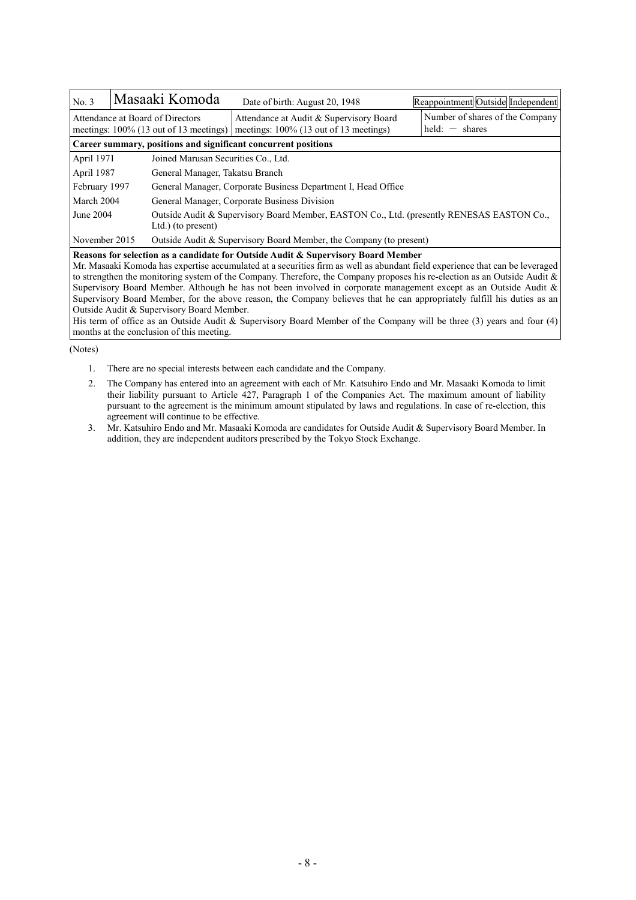| No. 3 | Masaaki Komoda | Date of birth: August 20, 1948 | Reappointment Outside Independent |
|---|---|---|---|
| Attendance at Board of Directors meetings: 100% (13 out of 13 meetings) | | Attendance at Audit & Supervisory Board meetings: 100% (13 out of 13 meetings) | Number of shares of the Company held: — shares |

**Career summary, positions and significant concurrent positions**

| | |
|---|---|
| April 1971 | Joined Marusan Securities Co., Ltd. |
| April 1987 | General Manager, Takatsu Branch |
| February 1997 | General Manager, Corporate Business Department I, Head Office |
| March 2004 | General Manager, Corporate Business Division |
| June 2004 | Outside Audit & Supervisory Board Member, EASTON Co., Ltd. (presently RENESAS EASTON Co., Ltd.) (to present) |
| November 2015 | Outside Audit & Supervisory Board Member, the Company (to present) |

**Reasons for selection as a candidate for Outside Audit & Supervisory Board Member**

Mr. Masaaki Komoda has expertise accumulated at a securities firm as well as abundant field experience that can be leveraged to strengthen the monitoring system of the Company. Therefore, the Company proposes his re-election as an Outside Audit & Supervisory Board Member. Although he has not been involved in corporate management except as an Outside Audit & Supervisory Board Member, for the above reason, the Company believes that he can appropriately fulfill his duties as an Outside Audit & Supervisory Board Member.

His term of office as an Outside Audit & Supervisory Board Member of the Company will be three (3) years and four (4) months at the conclusion of this meeting.

(Notes)

1. There are no special interests between each candidate and the Company.
2. The Company has entered into an agreement with each of Mr. Katsuhiro Endo and Mr. Masaaki Komoda to limit their liability pursuant to Article 427, Paragraph 1 of the Companies Act. The maximum amount of liability pursuant to the agreement is the minimum amount stipulated by laws and regulations. In case of re-election, this agreement will continue to be effective.
3. Mr. Katsuhiro Endo and Mr. Masaaki Komoda are candidates for Outside Audit & Supervisory Board Member. In addition, they are independent auditors prescribed by the Tokyo Stock Exchange.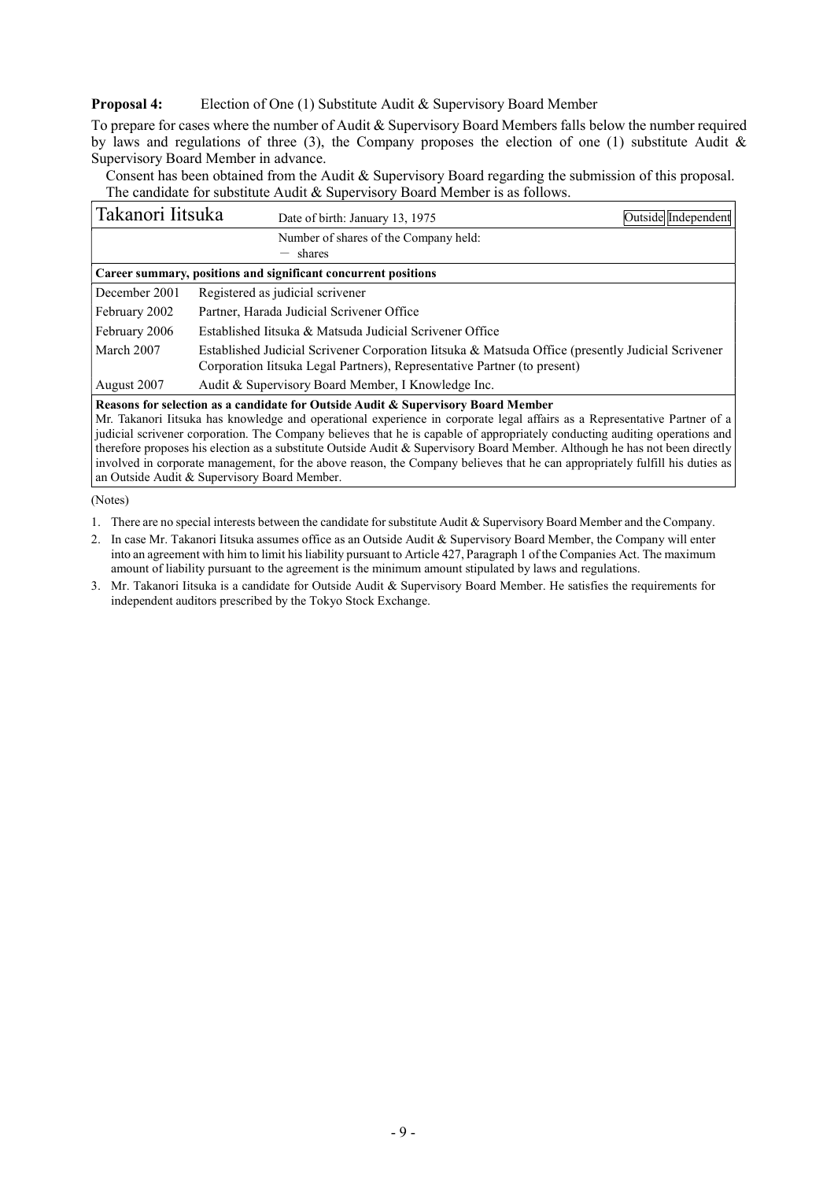**Proposal 4:** Election of One (1) Substitute Audit & Supervisory Board Member

To prepare for cases where the number of Audit & Supervisory Board Members falls below the number required by laws and regulations of three (3), the Company proposes the election of one (1) substitute Audit & Supervisory Board Member in advance.

Consent has been obtained from the Audit & Supervisory Board regarding the submission of this proposal.

The candidate for substitute Audit & Supervisory Board Member is as follows.

| Takanori Iitsuka | Date of birth: January 13, 1975 | Outside Independent |
|---|---|---|
| | Number of shares of the Company held: — shares | |

**Career summary, positions and significant concurrent positions**

| | |
|---|---|
| December 2001 | Registered as judicial scrivener |
| February 2002 | Partner, Harada Judicial Scrivener Office |
| February 2006 | Established Iitsuka & Matsuda Judicial Scrivener Office |
| March 2007 | Established Judicial Scrivener Corporation Iitsuka & Matsuda Office (presently Judicial Scrivener Corporation Iitsuka Legal Partners), Representative Partner (to present) |
| August 2007 | Audit & Supervisory Board Member, I Knowledge Inc. |

**Reasons for selection as a candidate for Outside Audit & Supervisory Board Member**

Mr. Takanori Iitsuka has knowledge and operational experience in corporate legal affairs as a Representative Partner of a judicial scrivener corporation. The Company believes that he is capable of appropriately conducting auditing operations and therefore proposes his election as a substitute Outside Audit & Supervisory Board Member. Although he has not been directly involved in corporate management, for the above reason, the Company believes that he can appropriately fulfill his duties as an Outside Audit & Supervisory Board Member.

(Notes)

1. There are no special interests between the candidate for substitute Audit & Supervisory Board Member and the Company.
2. In case Mr. Takanori Iitsuka assumes office as an Outside Audit & Supervisory Board Member, the Company will enter into an agreement with him to limit his liability pursuant to Article 427, Paragraph 1 of the Companies Act. The maximum amount of liability pursuant to the agreement is the minimum amount stipulated by laws and regulations.
3. Mr. Takanori Iitsuka is a candidate for Outside Audit & Supervisory Board Member. He satisfies the requirements for independent auditors prescribed by the Tokyo Stock Exchange.